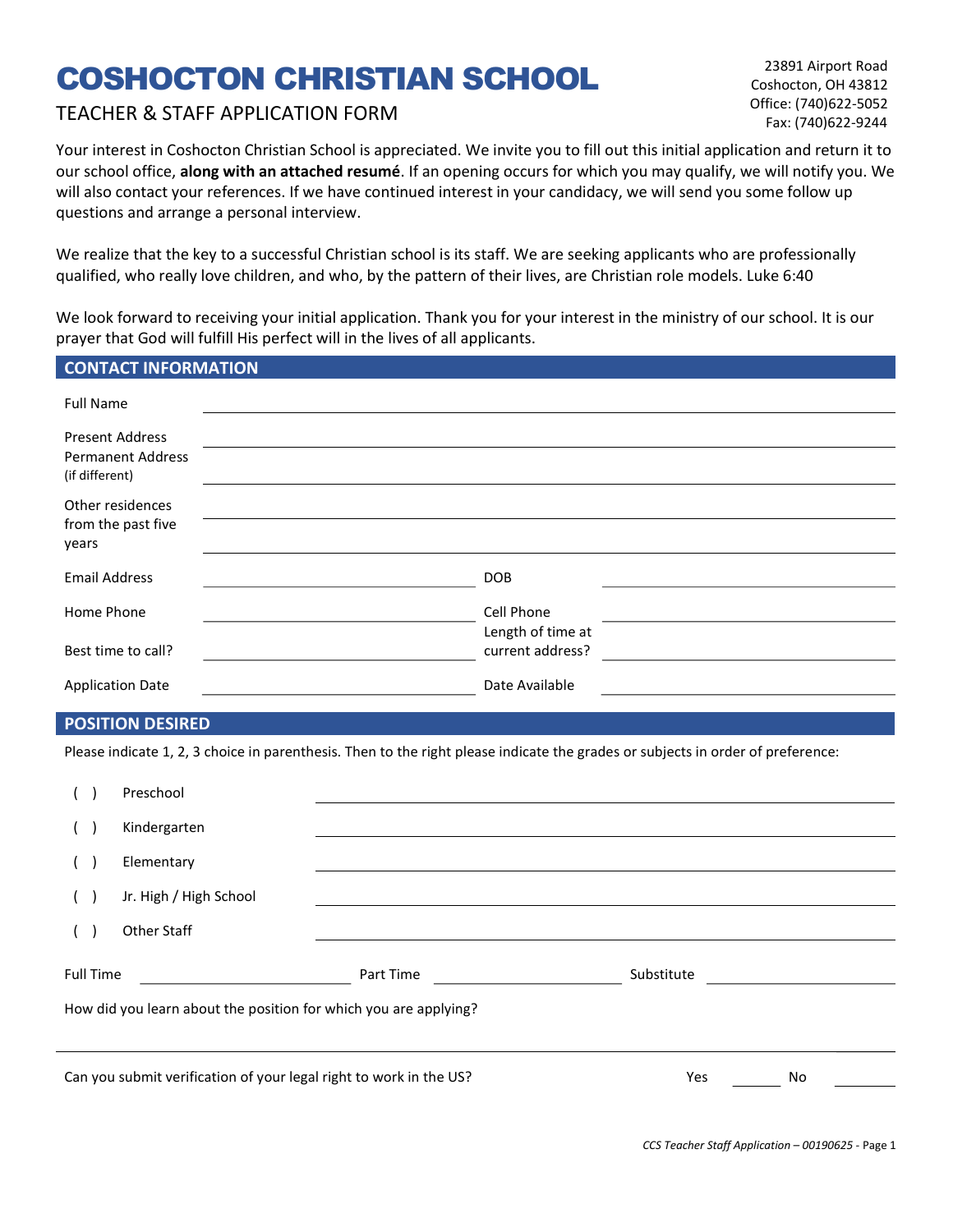# COSHOCTON CHRISTIAN SCHOOL

23891 Airport Road
Coshocton, OH 43812
Office: (740)622-5052
Fax: (740)622-9244

## TEACHER & STAFF APPLICATION FORM

Your interest in Coshocton Christian School is appreciated. We invite you to fill out this initial application and return it to our school office, **along with an attached resumé**. If an opening occurs for which you may qualify, we will notify you. We will also contact your references. If we have continued interest in your candidacy, we will send you some follow up questions and arrange a personal interview.

We realize that the key to a successful Christian school is its staff. We are seeking applicants who are professionally qualified, who really love children, and who, by the pattern of their lives, are Christian role models. Luke 6:40

We look forward to receiving your initial application. Thank you for your interest in the ministry of our school. It is our prayer that God will fulfill His perfect will in the lives of all applicants.

### CONTACT INFORMATION

Full Name ______________________________

Present Address ______________________________

Permanent Address (if different) ______________________________

Other residences from the past five years ______________________________

______________________________

| | | | |
|---|---|---|---|
| Email Address | | DOB | |
| Home Phone | | Cell Phone | |
| Best time to call? | | Length of time at current address? | |
| Application Date | | Date Available | |

### POSITION DESIRED

Please indicate 1, 2, 3 choice in parenthesis. Then to the right please indicate the grades or subjects in order of preference:

( ) Preschool ______________________________

( ) Kindergarten ______________________________

( ) Elementary ______________________________

( ) Jr. High / High School ______________________________

( ) Other Staff ______________________________

Full Time __________ Part Time __________ Substitute __________

How did you learn about the position for which you are applying?

______________________________

Can you submit verification of your legal right to work in the US? Yes ______ No ______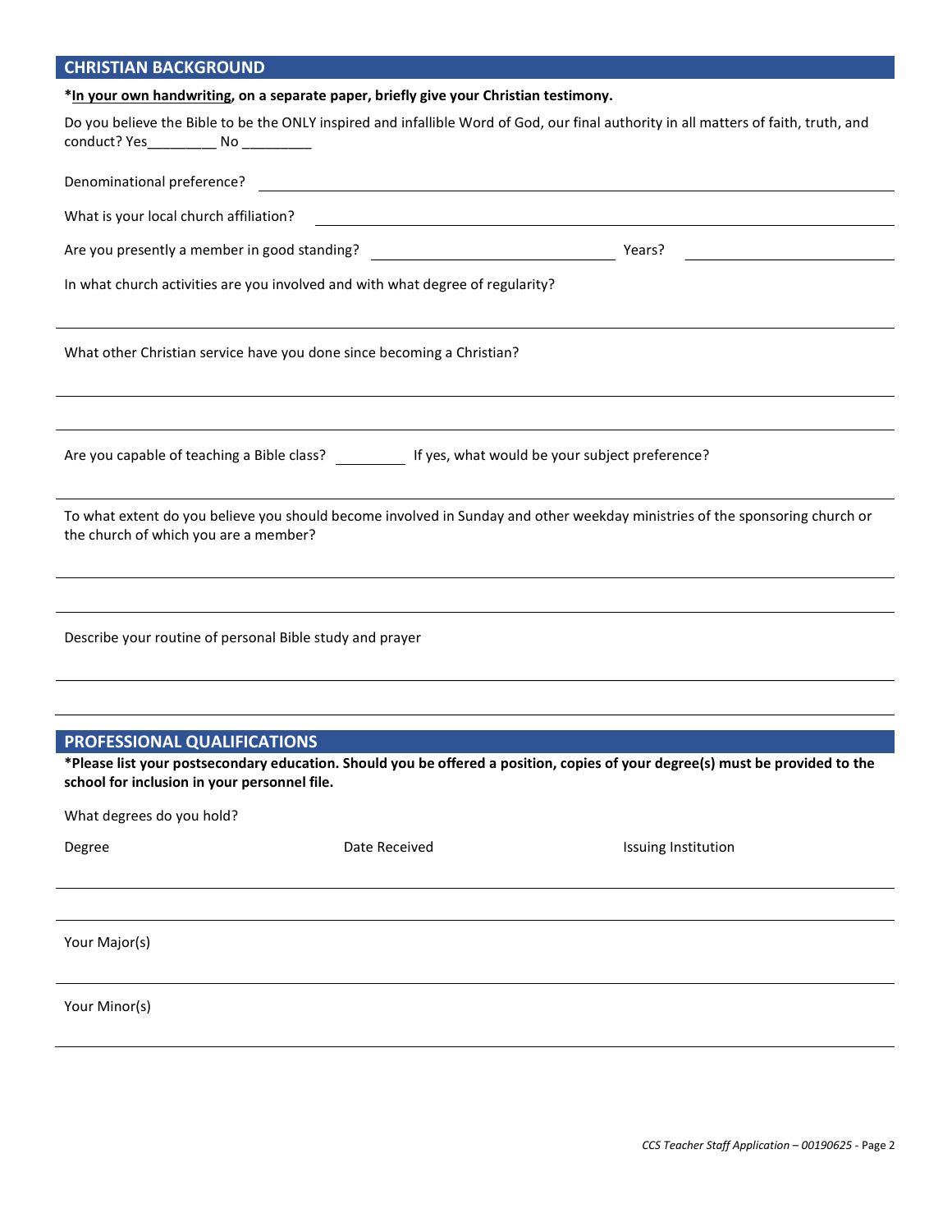## CHRISTIAN BACKGROUND

***In your own handwriting, on a separate paper, briefly give your Christian testimony.**

Do you believe the Bible to be the ONLY inspired and infallible Word of God, our final authority in all matters of faith, truth, and conduct? Yes_________ No _________

Denominational preference? ______________________________

What is your local church affiliation? ______________________________

Are you presently a member in good standing? ______________________________ Years? ______________________________

In what church activities are you involved and with what degree of regularity?

______________________________

What other Christian service have you done since becoming a Christian?

______________________________

______________________________

Are you capable of teaching a Bible class? _________ If yes, what would be your subject preference?

______________________________

To what extent do you believe you should become involved in Sunday and other weekday ministries of the sponsoring church or the church of which you are a member?

______________________________

______________________________

Describe your routine of personal Bible study and prayer

______________________________

______________________________

## PROFESSIONAL QUALIFICATIONS

***Please list your postsecondary education. Should you be offered a position, copies of your degree(s) must be provided to the school for inclusion in your personnel file.**

What degrees do you hold?

| Degree | Date Received | Issuing Institution |
|---|---|---|
| | | |
| | | |

Your Major(s)

______________________________

Your Minor(s)

______________________________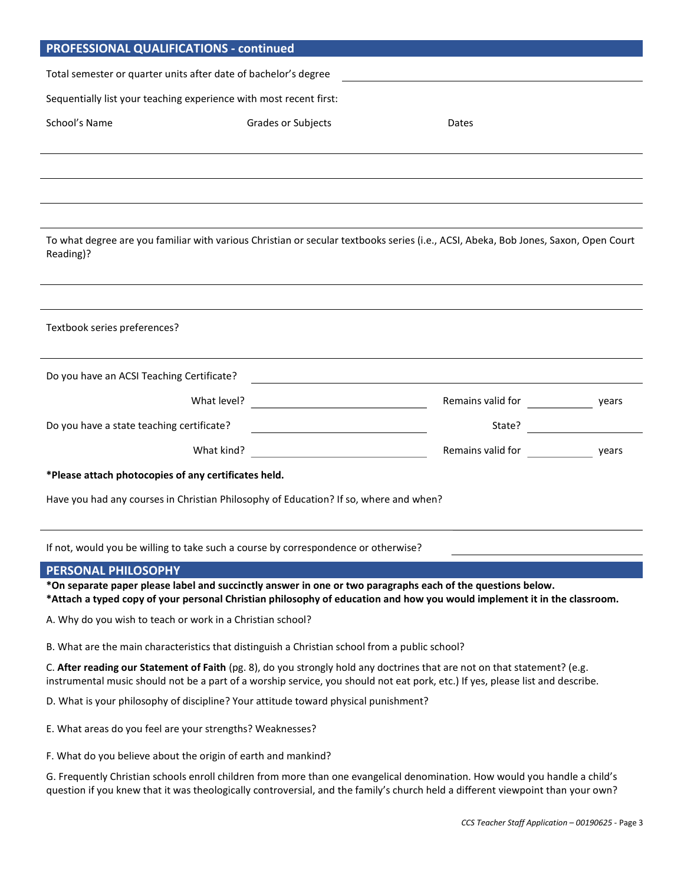## PROFESSIONAL QUALIFICATIONS - continued

Total semester or quarter units after date of bachelor's degree \_\_\_\_\_\_\_\_\_\_\_\_\_\_\_\_\_\_\_\_

Sequentially list your teaching experience with most recent first:

| School's Name | Grades or Subjects | Dates |
| --- | --- | --- |
| | | |
| | | |
| | | |
| | | |

To what degree are you familiar with various Christian or secular textbooks series (i.e., ACSI, Abeka, Bob Jones, Saxon, Open Court Reading)?

\_\_\_\_\_\_\_\_\_\_\_\_\_\_\_\_\_\_\_\_

\_\_\_\_\_\_\_\_\_\_\_\_\_\_\_\_\_\_\_\_

Textbook series preferences?

\_\_\_\_\_\_\_\_\_\_\_\_\_\_\_\_\_\_\_\_

Do you have an ACSI Teaching Certificate? \_\_\_\_\_\_\_\_\_\_\_\_\_\_\_\_\_\_\_\_

What level? \_\_\_\_\_\_\_\_\_\_\_\_\_\_\_\_ Remains valid for \_\_\_\_\_\_\_\_ years

Do you have a state teaching certificate? \_\_\_\_\_\_\_\_\_\_\_\_\_\_\_\_ State? \_\_\_\_\_\_\_\_

What kind? \_\_\_\_\_\_\_\_\_\_\_\_\_\_\_\_ Remains valid for \_\_\_\_\_\_\_\_ years

**\*Please attach photocopies of any certificates held.**

Have you had any courses in Christian Philosophy of Education? If so, where and when?

\_\_\_\_\_\_\_\_\_\_\_\_\_\_\_\_\_\_\_\_

If not, would you be willing to take such a course by correspondence or otherwise? \_\_\_\_\_\_\_\_\_\_\_\_\_\_\_\_

## PERSONAL PHILOSOPHY

**\*On separate paper please label and succinctly answer in one or two paragraphs each of the questions below.**
**\*Attach a typed copy of your personal Christian philosophy of education and how you would implement it in the classroom.**

A. Why do you wish to teach or work in a Christian school?

B. What are the main characteristics that distinguish a Christian school from a public school?

C. **After reading our Statement of Faith** (pg. 8), do you strongly hold any doctrines that are not on that statement? (e.g. instrumental music should not be a part of a worship service, you should not eat pork, etc.) If yes, please list and describe.

D. What is your philosophy of discipline? Your attitude toward physical punishment?

E. What areas do you feel are your strengths? Weaknesses?

F. What do you believe about the origin of earth and mankind?

G. Frequently Christian schools enroll children from more than one evangelical denomination. How would you handle a child's question if you knew that it was theologically controversial, and the family's church held a different viewpoint than your own?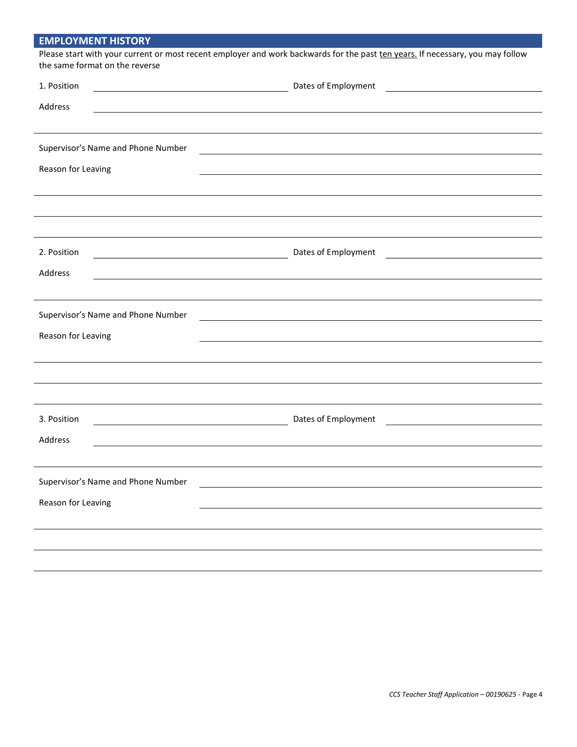## EMPLOYMENT HISTORY

Please start with your current or most recent employer and work backwards for the past <u>ten years.</u> If necessary, you may follow the same format on the reverse

1. Position \_\_\_\_\_\_\_\_\_\_\_\_\_\_\_\_\_\_\_\_ Dates of Employment \_\_\_\_\_\_\_\_\_\_\_\_\_\_\_\_\_\_\_\_

Address \_\_\_\_\_\_\_\_\_\_\_\_\_\_\_\_\_\_\_\_\_\_\_\_\_\_\_\_\_\_\_\_\_\_\_\_\_\_\_\_

\_\_\_\_\_\_\_\_\_\_\_\_\_\_\_\_\_\_\_\_\_\_\_\_\_\_\_\_\_\_\_\_\_\_\_\_\_\_\_\_\_\_\_\_\_\_\_\_

Supervisor's Name and Phone Number \_\_\_\_\_\_\_\_\_\_\_\_\_\_\_\_\_\_\_\_\_\_\_\_\_\_\_\_\_\_

Reason for Leaving \_\_\_\_\_\_\_\_\_\_\_\_\_\_\_\_\_\_\_\_\_\_\_\_\_\_\_\_\_\_

\_\_\_\_\_\_\_\_\_\_\_\_\_\_\_\_\_\_\_\_\_\_\_\_\_\_\_\_\_\_\_\_\_\_\_\_\_\_\_\_\_\_\_\_\_\_\_\_

\_\_\_\_\_\_\_\_\_\_\_\_\_\_\_\_\_\_\_\_\_\_\_\_\_\_\_\_\_\_\_\_\_\_\_\_\_\_\_\_\_\_\_\_\_\_\_\_

\_\_\_\_\_\_\_\_\_\_\_\_\_\_\_\_\_\_\_\_\_\_\_\_\_\_\_\_\_\_\_\_\_\_\_\_\_\_\_\_\_\_\_\_\_\_\_\_

2. Position \_\_\_\_\_\_\_\_\_\_\_\_\_\_\_\_\_\_\_\_ Dates of Employment \_\_\_\_\_\_\_\_\_\_\_\_\_\_\_\_\_\_\_\_

Address \_\_\_\_\_\_\_\_\_\_\_\_\_\_\_\_\_\_\_\_\_\_\_\_\_\_\_\_\_\_\_\_\_\_\_\_\_\_\_\_

\_\_\_\_\_\_\_\_\_\_\_\_\_\_\_\_\_\_\_\_\_\_\_\_\_\_\_\_\_\_\_\_\_\_\_\_\_\_\_\_\_\_\_\_\_\_\_\_

Supervisor's Name and Phone Number \_\_\_\_\_\_\_\_\_\_\_\_\_\_\_\_\_\_\_\_\_\_\_\_\_\_\_\_\_\_

Reason for Leaving \_\_\_\_\_\_\_\_\_\_\_\_\_\_\_\_\_\_\_\_\_\_\_\_\_\_\_\_\_\_

\_\_\_\_\_\_\_\_\_\_\_\_\_\_\_\_\_\_\_\_\_\_\_\_\_\_\_\_\_\_\_\_\_\_\_\_\_\_\_\_\_\_\_\_\_\_\_\_

\_\_\_\_\_\_\_\_\_\_\_\_\_\_\_\_\_\_\_\_\_\_\_\_\_\_\_\_\_\_\_\_\_\_\_\_\_\_\_\_\_\_\_\_\_\_\_\_

\_\_\_\_\_\_\_\_\_\_\_\_\_\_\_\_\_\_\_\_\_\_\_\_\_\_\_\_\_\_\_\_\_\_\_\_\_\_\_\_\_\_\_\_\_\_\_\_

3. Position \_\_\_\_\_\_\_\_\_\_\_\_\_\_\_\_\_\_\_\_ Dates of Employment \_\_\_\_\_\_\_\_\_\_\_\_\_\_\_\_\_\_\_\_

Address \_\_\_\_\_\_\_\_\_\_\_\_\_\_\_\_\_\_\_\_\_\_\_\_\_\_\_\_\_\_\_\_\_\_\_\_\_\_\_\_

\_\_\_\_\_\_\_\_\_\_\_\_\_\_\_\_\_\_\_\_\_\_\_\_\_\_\_\_\_\_\_\_\_\_\_\_\_\_\_\_\_\_\_\_\_\_\_\_

Supervisor's Name and Phone Number \_\_\_\_\_\_\_\_\_\_\_\_\_\_\_\_\_\_\_\_\_\_\_\_\_\_\_\_\_\_

Reason for Leaving \_\_\_\_\_\_\_\_\_\_\_\_\_\_\_\_\_\_\_\_\_\_\_\_\_\_\_\_\_\_

\_\_\_\_\_\_\_\_\_\_\_\_\_\_\_\_\_\_\_\_\_\_\_\_\_\_\_\_\_\_\_\_\_\_\_\_\_\_\_\_\_\_\_\_\_\_\_\_

\_\_\_\_\_\_\_\_\_\_\_\_\_\_\_\_\_\_\_\_\_\_\_\_\_\_\_\_\_\_\_\_\_\_\_\_\_\_\_\_\_\_\_\_\_\_\_\_

\_\_\_\_\_\_\_\_\_\_\_\_\_\_\_\_\_\_\_\_\_\_\_\_\_\_\_\_\_\_\_\_\_\_\_\_\_\_\_\_\_\_\_\_\_\_\_\_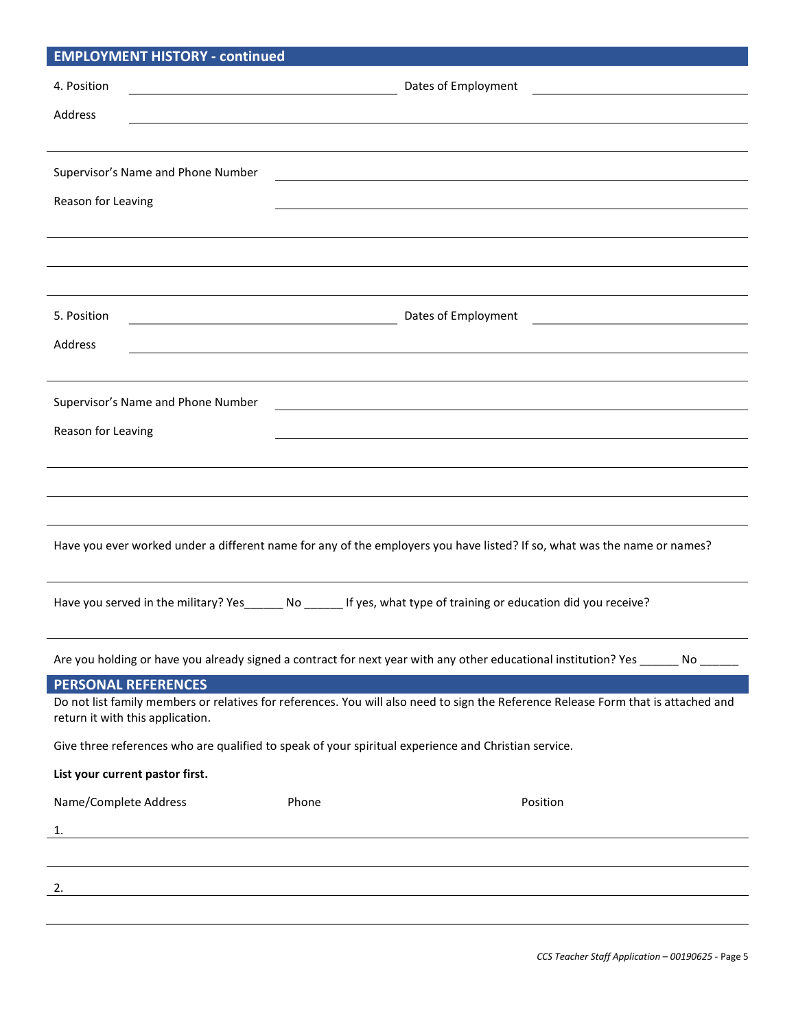## EMPLOYMENT HISTORY - continued

4. Position ________________________________ Dates of Employment ________________________

Address ____________________________________________________________________

____________________________________________________________________

Supervisor's Name and Phone Number ________________________________________________

Reason for Leaving ________________________________________________

____________________________________________________________________

____________________________________________________________________

____________________________________________________________________

5. Position ________________________________ Dates of Employment ________________________

Address ____________________________________________________________________

____________________________________________________________________

Supervisor's Name and Phone Number ________________________________________________

Reason for Leaving ________________________________________________

____________________________________________________________________

____________________________________________________________________

____________________________________________________________________

Have you ever worked under a different name for any of the employers you have listed? If so, what was the name or names?

____________________________________________________________________

Have you served in the military? Yes______ No ______ If yes, what type of training or education did you receive?

____________________________________________________________________

Are you holding or have you already signed a contract for next year with any other educational institution? Yes ______ No ______

## PERSONAL REFERENCES

Do not list family members or relatives for references. You will also need to sign the Reference Release Form that is attached and return it with this application.

Give three references who are qualified to speak of your spiritual experience and Christian service.

**List your current pastor first.**

Name/Complete Address Phone Position

1. ____________________________________________________________________

____________________________________________________________________

2. ____________________________________________________________________

____________________________________________________________________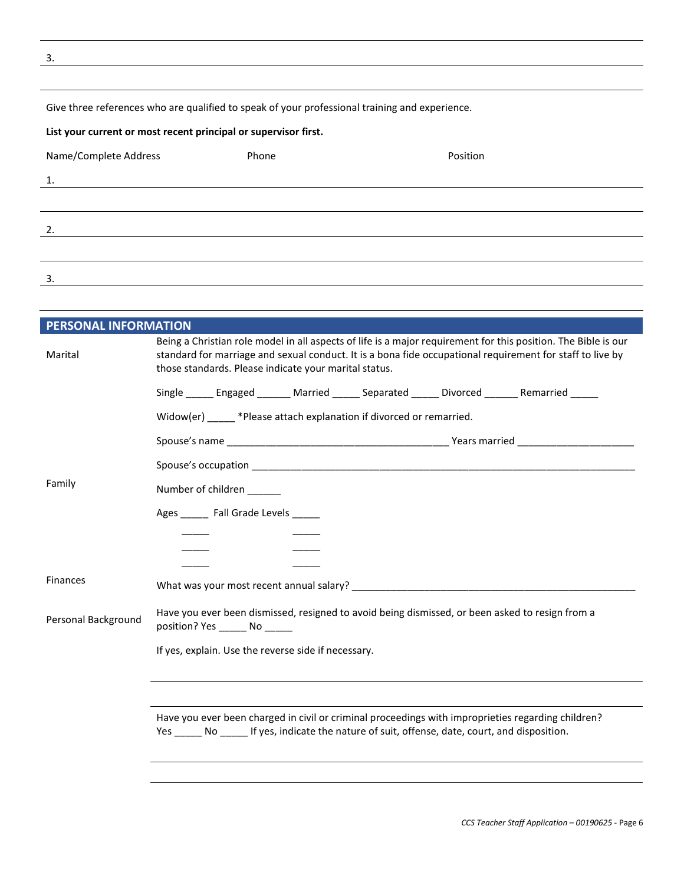3.

Give three references who are qualified to speak of your professional training and experience.

**List your current or most recent principal or supervisor first.**

Name/Complete Address Phone Position

1.

2.

3.

## PERSONAL INFORMATION

**Marital**

Being a Christian role model in all aspects of life is a major requirement for this position. The Bible is our standard for marriage and sexual conduct. It is a bona fide occupational requirement for staff to live by those standards. Please indicate your marital status.

Single _____ Engaged ______ Married _____ Separated _____ Divorced ______ Remarried _____

Widow(er) _____ *Please attach explanation if divorced or remarried.

Spouse's name ________________________________________ Years married _____________________

Spouse's occupation ___________________________________________________________________________

**Family**

Number of children ______

Ages _____ Fall Grade Levels _____

_____ _____

_____ _____

_____ _____

**Finances**

What was your most recent annual salary? ______________________________________________________

**Personal Background**

Have you ever been dismissed, resigned to avoid being dismissed, or been asked to resign from a position? Yes _____ No _____

If yes, explain. Use the reverse side if necessary.

Have you ever been charged in civil or criminal proceedings with improprieties regarding children? Yes _____ No _____ If yes, indicate the nature of suit, offense, date, court, and disposition.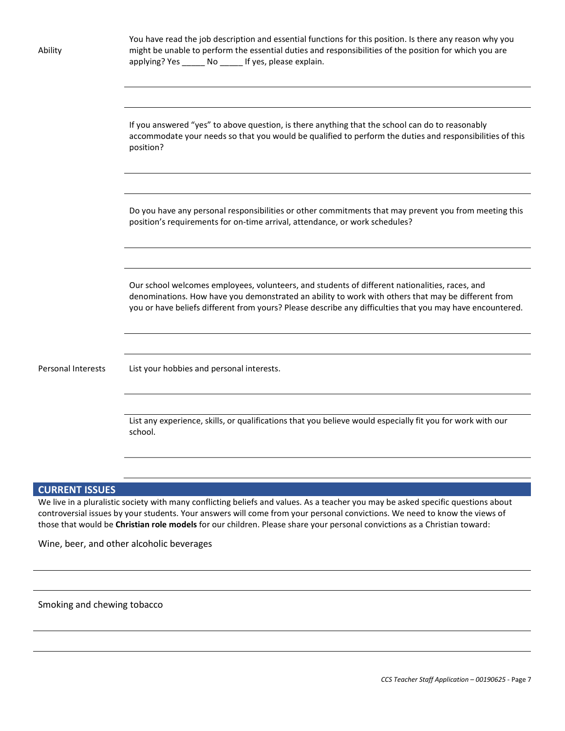**Ability**

You have read the job description and essential functions for this position. Is there any reason why you might be unable to perform the essential duties and responsibilities of the position for which you are applying? Yes _____ No _____ If yes, please explain.

If you answered "yes" to above question, is there anything that the school can do to reasonably accommodate your needs so that you would be qualified to perform the duties and responsibilities of this position?

Do you have any personal responsibilities or other commitments that may prevent you from meeting this position's requirements for on-time arrival, attendance, or work schedules?

Our school welcomes employees, volunteers, and students of different nationalities, races, and denominations. How have you demonstrated an ability to work with others that may be different from you or have beliefs different from yours? Please describe any difficulties that you may have encountered.

**Personal Interests**

List your hobbies and personal interests.

List any experience, skills, or qualifications that you believe would especially fit you for work with our school.

## CURRENT ISSUES

We live in a pluralistic society with many conflicting beliefs and values. As a teacher you may be asked specific questions about controversial issues by your students. Your answers will come from your personal convictions. We need to know the views of those that would be **Christian role models** for our children. Please share your personal convictions as a Christian toward:

Wine, beer, and other alcoholic beverages

Smoking and chewing tobacco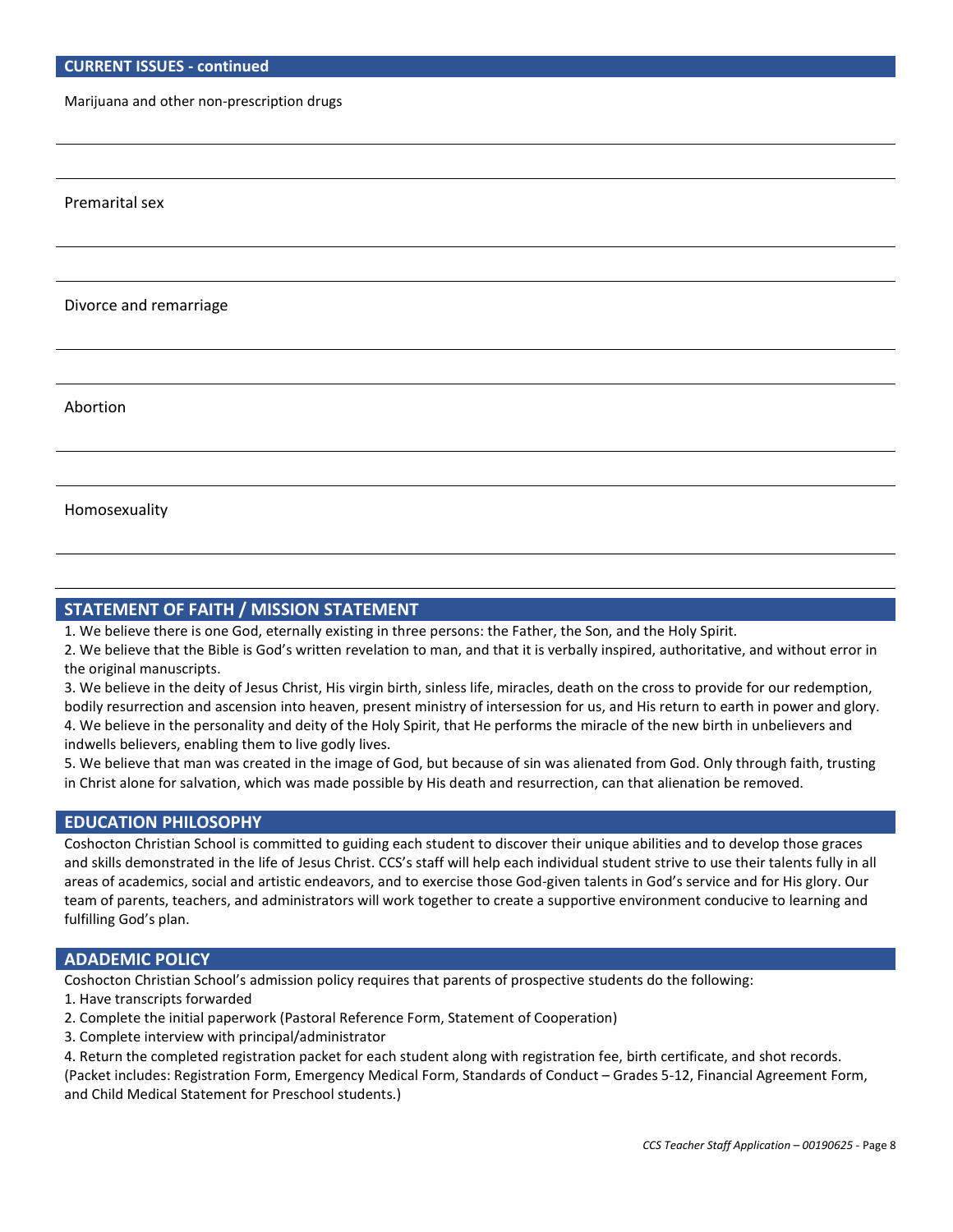## CURRENT ISSUES - continued

Marijuana and other non-prescription drugs

Premarital sex

Divorce and remarriage

Abortion

Homosexuality

## STATEMENT OF FAITH / MISSION STATEMENT

1. We believe there is one God, eternally existing in three persons: the Father, the Son, and the Holy Spirit.
2. We believe that the Bible is God's written revelation to man, and that it is verbally inspired, authoritative, and without error in the original manuscripts.
3. We believe in the deity of Jesus Christ, His virgin birth, sinless life, miracles, death on the cross to provide for our redemption, bodily resurrection and ascension into heaven, present ministry of intersession for us, and His return to earth in power and glory.
4. We believe in the personality and deity of the Holy Spirit, that He performs the miracle of the new birth in unbelievers and indwells believers, enabling them to live godly lives.
5. We believe that man was created in the image of God, but because of sin was alienated from God. Only through faith, trusting in Christ alone for salvation, which was made possible by His death and resurrection, can that alienation be removed.

## EDUCATION PHILOSOPHY

Coshocton Christian School is committed to guiding each student to discover their unique abilities and to develop those graces and skills demonstrated in the life of Jesus Christ. CCS's staff will help each individual student strive to use their talents fully in all areas of academics, social and artistic endeavors, and to exercise those God-given talents in God's service and for His glory. Our team of parents, teachers, and administrators will work together to create a supportive environment conducive to learning and fulfilling God's plan.

## ADADEMIC POLICY

Coshocton Christian School's admission policy requires that parents of prospective students do the following:

1. Have transcripts forwarded
2. Complete the initial paperwork (Pastoral Reference Form, Statement of Cooperation)
3. Complete interview with principal/administrator
4. Return the completed registration packet for each student along with registration fee, birth certificate, and shot records.

(Packet includes: Registration Form, Emergency Medical Form, Standards of Conduct – Grades 5-12, Financial Agreement Form, and Child Medical Statement for Preschool students.)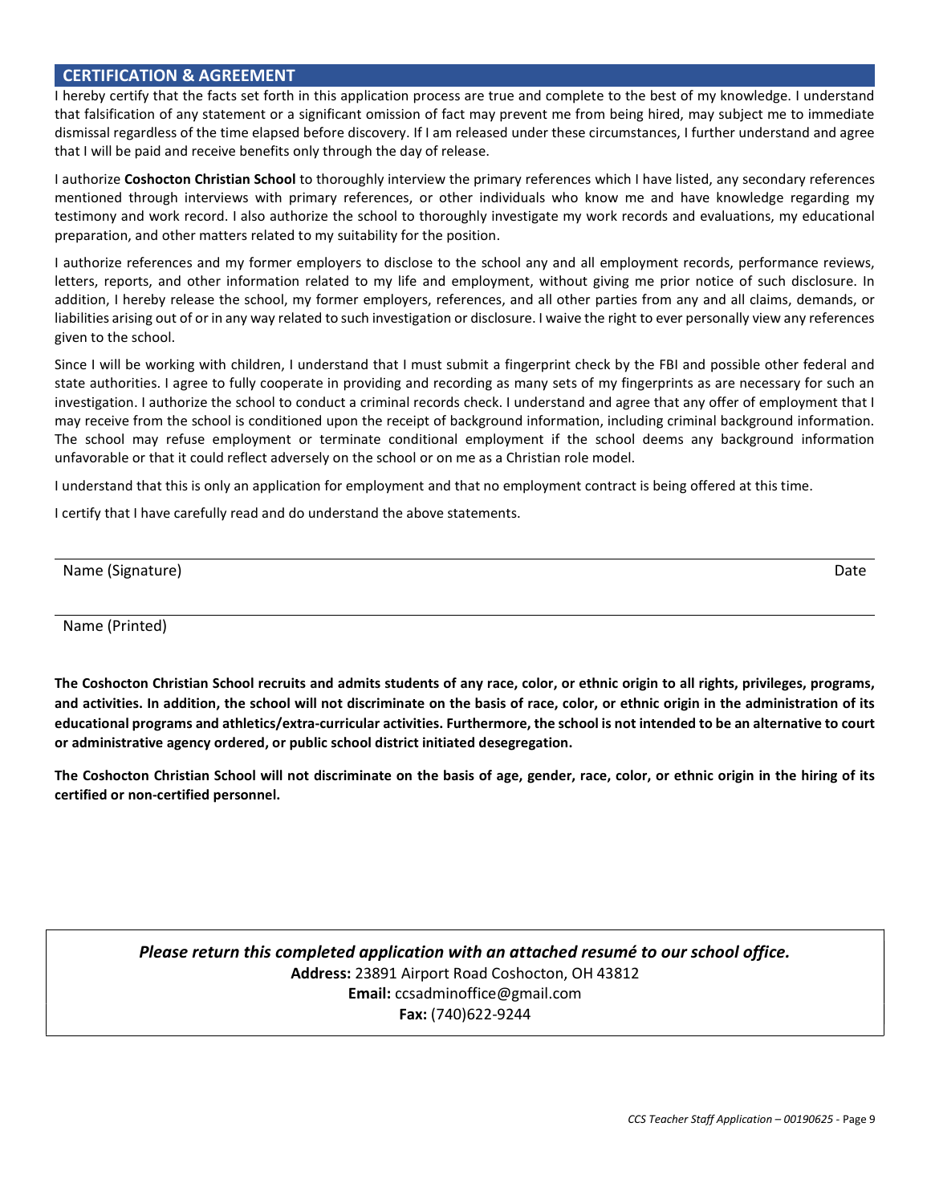## CERTIFICATION & AGREEMENT

I hereby certify that the facts set forth in this application process are true and complete to the best of my knowledge. I understand that falsification of any statement or a significant omission of fact may prevent me from being hired, may subject me to immediate dismissal regardless of the time elapsed before discovery. If I am released under these circumstances, I further understand and agree that I will be paid and receive benefits only through the day of release.

I authorize **Coshocton Christian School** to thoroughly interview the primary references which I have listed, any secondary references mentioned through interviews with primary references, or other individuals who know me and have knowledge regarding my testimony and work record. I also authorize the school to thoroughly investigate my work records and evaluations, my educational preparation, and other matters related to my suitability for the position.

I authorize references and my former employers to disclose to the school any and all employment records, performance reviews, letters, reports, and other information related to my life and employment, without giving me prior notice of such disclosure. In addition, I hereby release the school, my former employers, references, and all other parties from any and all claims, demands, or liabilities arising out of or in any way related to such investigation or disclosure. I waive the right to ever personally view any references given to the school.

Since I will be working with children, I understand that I must submit a fingerprint check by the FBI and possible other federal and state authorities. I agree to fully cooperate in providing and recording as many sets of my fingerprints as are necessary for such an investigation. I authorize the school to conduct a criminal records check. I understand and agree that any offer of employment that I may receive from the school is conditioned upon the receipt of background information, including criminal background information. The school may refuse employment or terminate conditional employment if the school deems any background information unfavorable or that it could reflect adversely on the school or on me as a Christian role model.

I understand that this is only an application for employment and that no employment contract is being offered at this time.

I certify that I have carefully read and do understand the above statements.

Name (Signature) Date

Name (Printed)

**The Coshocton Christian School recruits and admits students of any race, color, or ethnic origin to all rights, privileges, programs, and activities. In addition, the school will not discriminate on the basis of race, color, or ethnic origin in the administration of its educational programs and athletics/extra-curricular activities. Furthermore, the school is not intended to be an alternative to court or administrative agency ordered, or public school district initiated desegregation.**

**The Coshocton Christian School will not discriminate on the basis of age, gender, race, color, or ethnic origin in the hiring of its certified or non-certified personnel.**

***Please return this completed application with an attached resumé to our school office.***

**Address:** 23891 Airport Road Coshocton, OH 43812

**Email:** ccsadminoffice@gmail.com

**Fax:** (740)622-9244